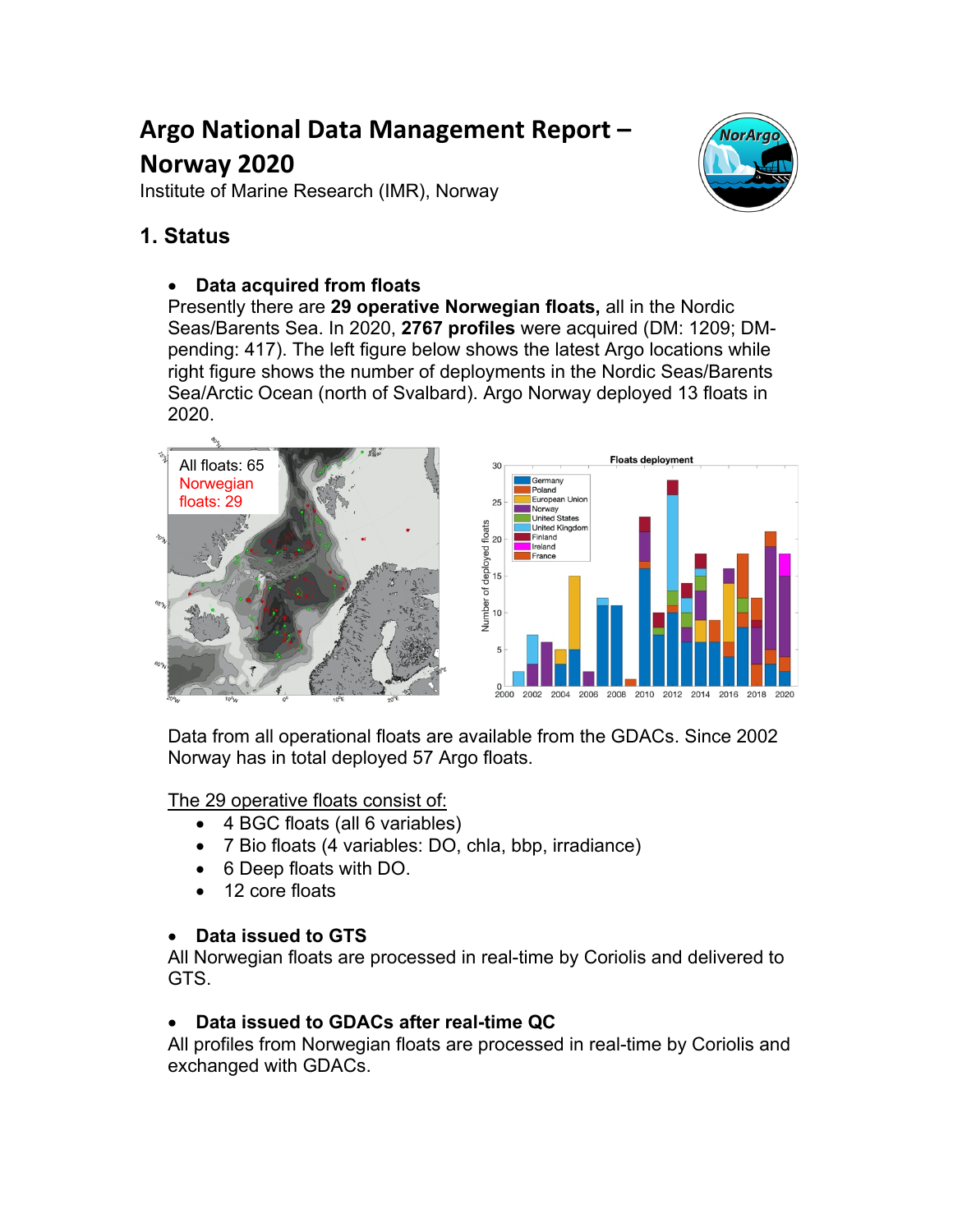# Argo National Data Management Report – Norway 2020

Institute of Marine Research (IMR), Norway

## 1. Status

- **Data acquired from floats**

Presently there are **29 operative Norwegian floats,** all in the Nordic Seas/Barents Sea. In 2020, **2767 profiles** were acquired (DM: 1209; DM-pending: 417). The left figure below shows the latest Argo locations while right figure shows the number of deployments in the Nordic Seas/Barents Sea/Arctic Ocean (north of Svalbard). Argo Norway deployed 13 floats in 2020.

Data from all operational floats are available from the GDACs. Since 2002 Norway has in total deployed 57 Argo floats.

The 29 operative floats consist of:

- 4 BGC floats (all 6 variables)
- 7 Bio floats (4 variables: DO, chla, bbp, irradiance)
- 6 Deep floats with DO.
- 12 core floats

- **Data issued to GTS**

All Norwegian floats are processed in real-time by Coriolis and delivered to GTS.

- **Data issued to GDACs after real-time QC**

All profiles from Norwegian floats are processed in real-time by Coriolis and exchanged with GDACs.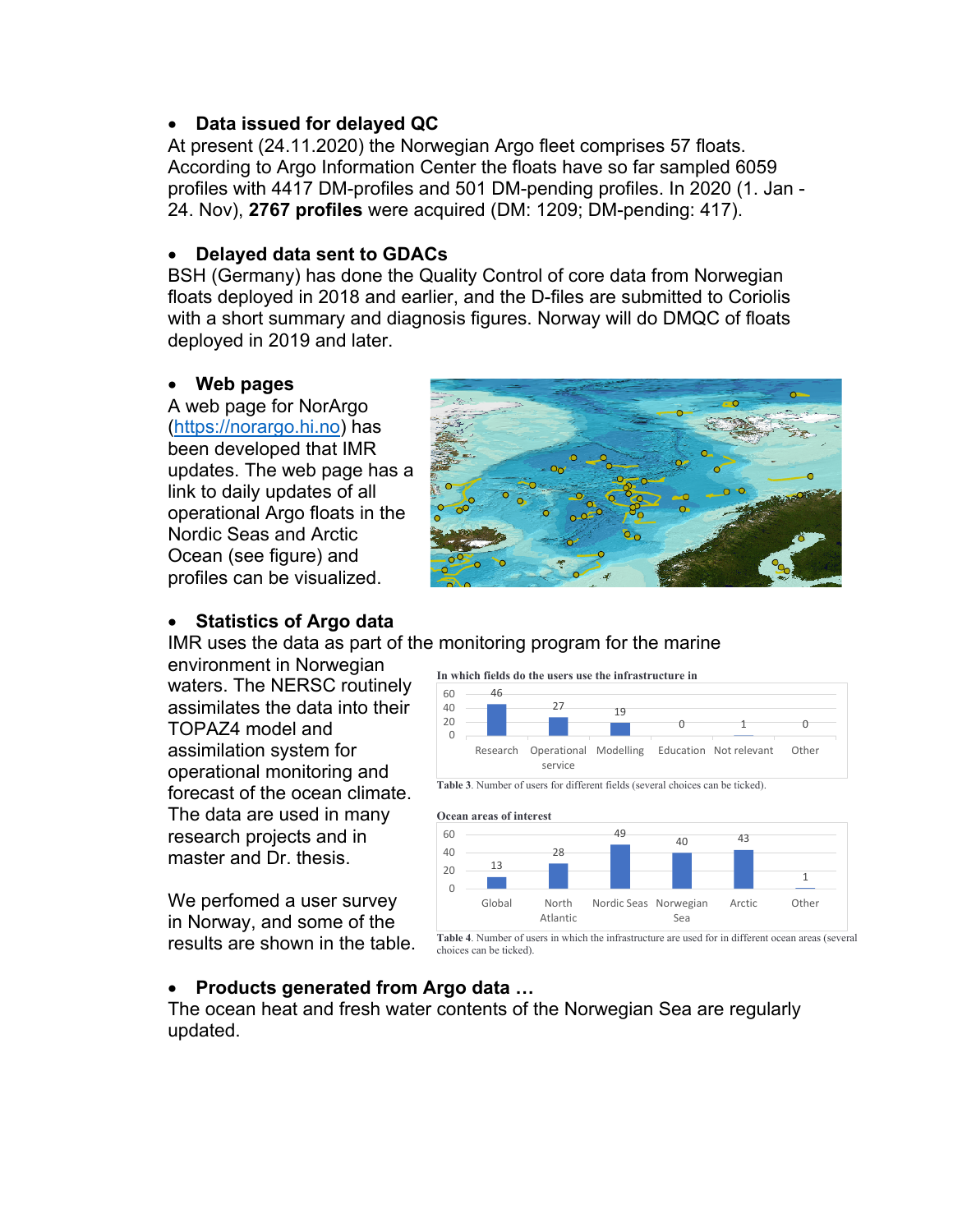- **Data issued for delayed QC**

At present (24.11.2020) the Norwegian Argo fleet comprises 57 floats. According to Argo Information Center the floats have so far sampled 6059 profiles with 4417 DM-profiles and 501 DM-pending profiles. In 2020 (1. Jan - 24. Nov), **2767 profiles** were acquired (DM: 1209; DM-pending: 417).

- **Delayed data sent to GDACs**

BSH (Germany) has done the Quality Control of core data from Norwegian floats deployed in 2018 and earlier, and the D-files are submitted to Coriolis with a short summary and diagnosis figures. Norway will do DMQC of floats deployed in 2019 and later.

- **Web pages**

A web page for NorArgo (https://norargo.hi.no) has been developed that IMR updates. The web page has a link to daily updates of all operational Argo floats in the Nordic Seas and Arctic Ocean (see figure) and profiles can be visualized.

- **Statistics of Argo data**

IMR uses the data as part of the monitoring program for the marine environment in Norwegian waters. The NERSC routinely assimilates the data into their TOPAZ4 model and assimilation system for operational monitoring and forecast of the ocean climate. The data are used in many research projects and in master and Dr. thesis.

We perfomed a user survey in Norway, and some of the results are shown in the table.

**In which fields do the users use the infrastructure in**

| Research | Operational service | Modelling | Education | Not relevant | Other |
|---|---|---|---|---|---|
| 46 | 27 | 19 | 0 | 1 | 0 |

**Table 3**. Number of users for different fields (several choices can be ticked).

**Ocean areas of interest**

| Global | North Atlantic | Nordic Seas | Norwegian Sea | Arctic | Other |
|---|---|---|---|---|---|
| 13 | 28 | 49 | 40 | 43 | 1 |

**Table 4**. Number of users in which the infrastructure are used for in different ocean areas (several choices can be ticked).

- **Products generated from Argo data …**

The ocean heat and fresh water contents of the Norwegian Sea are regularly updated.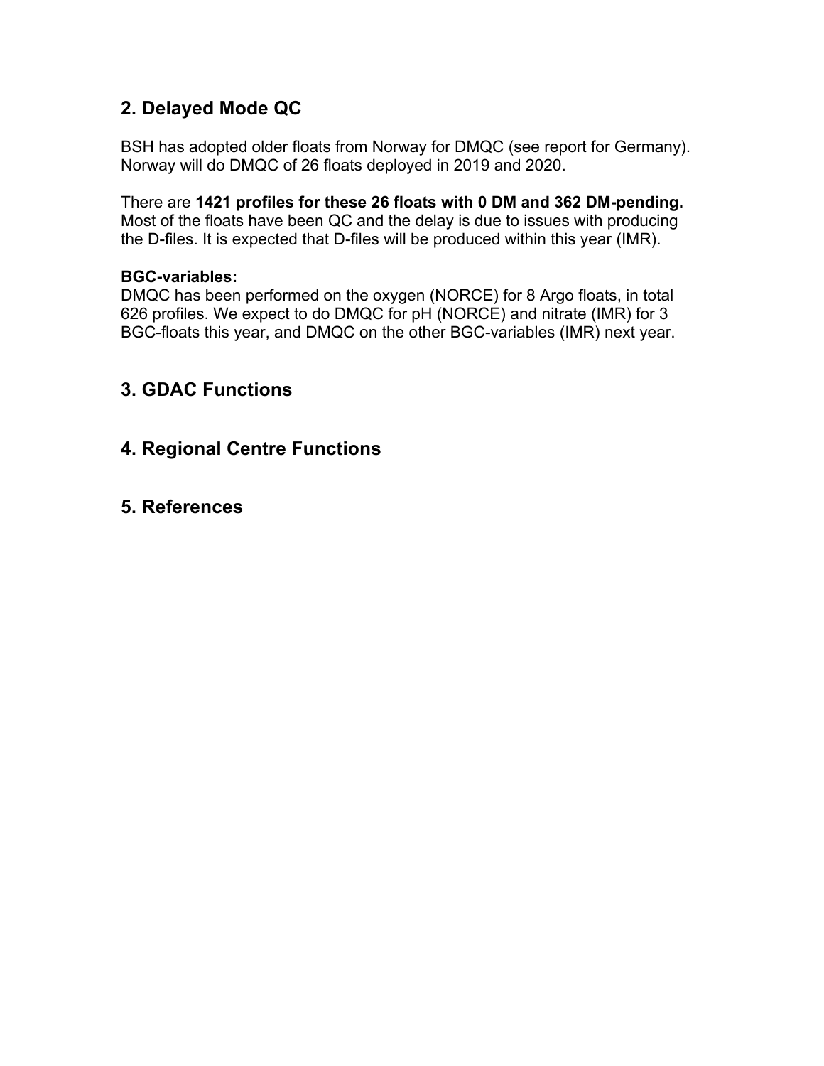## 2. Delayed Mode QC

BSH has adopted older floats from Norway for DMQC (see report for Germany). Norway will do DMQC of 26 floats deployed in 2019 and 2020.

There are **1421 profiles for these 26 floats with 0 DM and 362 DM-pending.** Most of the floats have been QC and the delay is due to issues with producing the D-files. It is expected that D-files will be produced within this year (IMR).

**BGC-variables:**
DMQC has been performed on the oxygen (NORCE) for 8 Argo floats, in total 626 profiles. We expect to do DMQC for pH (NORCE) and nitrate (IMR) for 3 BGC-floats this year, and DMQC on the other BGC-variables (IMR) next year.

## 3. GDAC Functions

## 4. Regional Centre Functions

## 5. References